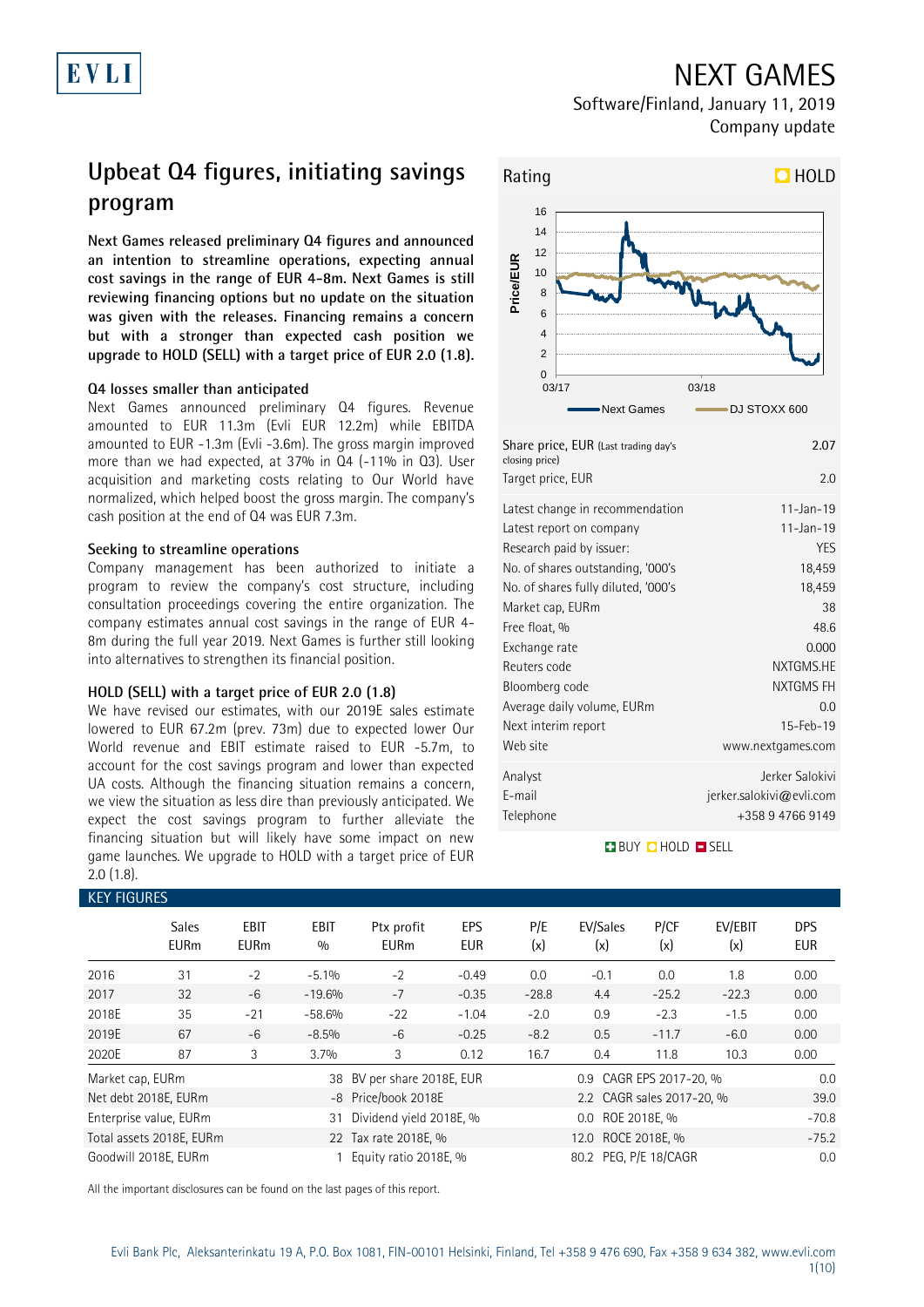# NEXT GAMES

Software/Finland, January 11, 2019
Company update

## Upbeat Q4 figures, initiating savings program

**Next Games released preliminary Q4 figures and announced an intention to streamline operations, expecting annual cost savings in the range of EUR 4-8m. Next Games is still reviewing financing options but no update on the situation was given with the releases. Financing remains a concern but with a stronger than expected cash position we upgrade to HOLD (SELL) with a target price of EUR 2.0 (1.8).**

### Q4 losses smaller than anticipated

Next Games announced preliminary Q4 figures. Revenue amounted to EUR 11.3m (Evli EUR 12.2m) while EBITDA amounted to EUR -1.3m (Evli -3.6m). The gross margin improved more than we had expected, at 37% in Q4 (-11% in Q3). User acquisition and marketing costs relating to Our World have normalized, which helped boost the gross margin. The company's cash position at the end of Q4 was EUR 7.3m.

### Seeking to streamline operations

Company management has been authorized to initiate a program to review the company's cost structure, including consultation proceedings covering the entire organization. The company estimates annual cost savings in the range of EUR 4-8m during the full year 2019. Next Games is further still looking into alternatives to strengthen its financial position.

### HOLD (SELL) with a target price of EUR 2.0 (1.8)

We have revised our estimates, with our 2019E sales estimate lowered to EUR 67.2m (prev. 73m) due to expected lower Our World revenue and EBIT estimate raised to EUR -5.7m, to account for the cost savings program and lower than expected UA costs. Although the financing situation remains a concern, we view the situation as less dire than previously anticipated. We expect the cost savings program to further alleviate the financing situation but will likely have some impact on new game launches. We upgrade to HOLD with a target price of EUR 2.0 (1.8).

Rating: HOLD

| | |
|---|---|
| Share price, EUR (Last trading day's closing price) | 2.07 |
| Target price, EUR | 2.0 |
| Latest change in recommendation | 11-Jan-19 |
| Latest report on company | 11-Jan-19 |
| Research paid by issuer: | YES |
| No. of shares outstanding, '000's | 18,459 |
| No. of shares fully diluted, '000's | 18,459 |
| Market cap, EURm | 38 |
| Free float, % | 48.6 |
| Exchange rate | 0.000 |
| Reuters code | NXTGMS.HE |
| Bloomberg code | NXTGMS FH |
| Average daily volume, EURm | 0.0 |
| Next interim report | 15-Feb-19 |
| Web site | www.nextgames.com |
| Analyst | Jerker Salokivi |
| E-mail | jerker.salokivi@evli.com |
| Telephone | +358 9 4766 9149 |

BUY HOLD SELL

### KEY FIGURES

| | Sales EURm | EBIT EURm | EBIT % | Ptx profit EURm | EPS EUR | P/E (x) | EV/Sales (x) | P/CF (x) | EV/EBIT (x) | DPS EUR |
|---|---|---|---|---|---|---|---|---|---|---|
| 2016 | 31 | -2 | -5.1% | -2 | -0.49 | 0.0 | -0.1 | 0.0 | 1.8 | 0.00 |
| 2017 | 32 | -6 | -19.6% | -7 | -0.35 | -28.8 | 4.4 | -25.2 | -22.3 | 0.00 |
| 2018E | 35 | -21 | -58.6% | -22 | -1.04 | -2.0 | 0.9 | -2.3 | -1.5 | 0.00 |
| 2019E | 67 | -6 | -8.5% | -6 | -0.25 | -8.2 | 0.5 | -11.7 | -6.0 | 0.00 |
| 2020E | 87 | 3 | 3.7% | 3 | 0.12 | 16.7 | 0.4 | 11.8 | 10.3 | 0.00 |

| | | | | | |
|---|---|---|---|---|---|
| Market cap, EURm | 38 | BV per share 2018E, EUR | 0.9 | CAGR EPS 2017-20, % | 0.0 |
| Net debt 2018E, EURm | -8 | Price/book 2018E | 2.2 | CAGR sales 2017-20, % | 39.0 |
| Enterprise value, EURm | 31 | Dividend yield 2018E, % | 0.0 | ROE 2018E, % | -70.8 |
| Total assets 2018E, EURm | 22 | Tax rate 2018E, % | 12.0 | ROCE 2018E, % | -75.2 |
| Goodwill 2018E, EURm | 1 | Equity ratio 2018E, % | 80.2 | PEG, P/E 18/CAGR | 0.0 |

All the important disclosures can be found on the last pages of this report.

Evli Bank Plc, Aleksanterinkatu 19 A, P.O. Box 1081, FIN-00101 Helsinki, Finland, Tel +358 9 476 690, Fax +358 9 634 382, www.evli.com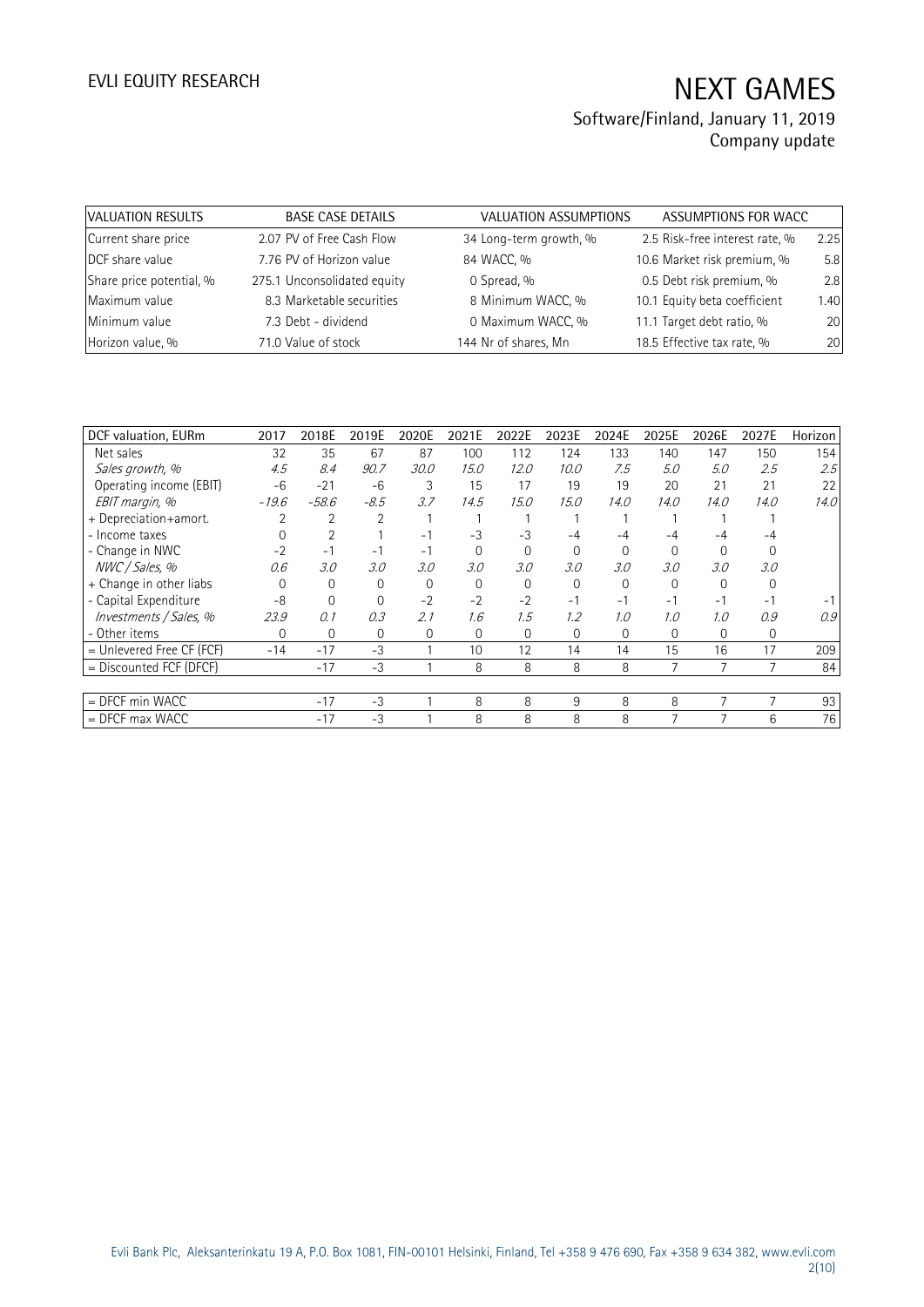| VALUATION RESULTS | | BASE CASE DETAILS | | VALUATION ASSUMPTIONS | | ASSUMPTIONS FOR WACC | |
|---|---|---|---|---|---|---|---|
| Current share price | 2.07 | PV of Free Cash Flow | 34 | Long-term growth, % | 2.5 | Risk-free interest rate, % | 2.25 |
| DCF share value | 7.76 | PV of Horizon value | 84 | WACC, % | 10.6 | Market risk premium, % | 5.8 |
| Share price potential, % | 275.1 | Unconsolidated equity | 0 | Spread, % | 0.5 | Debt risk premium, % | 2.8 |
| Maximum value | 8.3 | Marketable securities | 8 | Minimum WACC, % | 10.1 | Equity beta coefficient | 1.40 |
| Minimum value | 7.3 | Debt - dividend | 0 | Maximum WACC, % | 11.1 | Target debt ratio, % | 20 |
| Horizon value, % | 71.0 | Value of stock | 144 | Nr of shares, Mn | 18.5 | Effective tax rate, % | 20 |

| DCF valuation, EURm | 2017 | 2018E | 2019E | 2020E | 2021E | 2022E | 2023E | 2024E | 2025E | 2026E | 2027E | Horizon |
|---|---|---|---|---|---|---|---|---|---|---|---|---|
| Net sales | 32 | 35 | 67 | 87 | 100 | 112 | 124 | 133 | 140 | 147 | 150 | 154 |
| *Sales growth, %* | *4.5* | *8.4* | *90.7* | *30.0* | *15.0* | *12.0* | *10.0* | *7.5* | *5.0* | *5.0* | *2.5* | *2.5* |
| Operating income (EBIT) | -6 | -21 | -6 | 3 | 15 | 17 | 19 | 19 | 20 | 21 | 21 | 22 |
| *EBIT margin, %* | *-19.6* | *-58.6* | *-8.5* | *3.7* | *14.5* | *15.0* | *15.0* | *14.0* | *14.0* | *14.0* | *14.0* | *14.0* |
| + Depreciation+amort. | 2 | 2 | 2 | 1 | 1 | 1 | 1 | 1 | 1 | 1 | 1 | |
| - Income taxes | 0 | 2 | 1 | -1 | -3 | -3 | -4 | -4 | -4 | -4 | -4 | |
| - Change in NWC | -2 | -1 | -1 | -1 | 0 | 0 | 0 | 0 | 0 | 0 | 0 | |
| *NWC / Sales, %* | *0.6* | *3.0* | *3.0* | *3.0* | *3.0* | *3.0* | *3.0* | *3.0* | *3.0* | *3.0* | *3.0* | |
| + Change in other liabs | 0 | 0 | 0 | 0 | 0 | 0 | 0 | 0 | 0 | 0 | 0 | |
| - Capital Expenditure | -8 | 0 | 0 | -2 | -2 | -2 | -1 | -1 | -1 | -1 | -1 | -1 |
| *Investments / Sales, %* | *23.9* | *0.1* | *0.3* | *2.1* | *1.6* | *1.5* | *1.2* | *1.0* | *1.0* | *1.0* | *0.9* | *0.9* |
| - Other items | 0 | 0 | 0 | 0 | 0 | 0 | 0 | 0 | 0 | 0 | 0 | |
| = Unlevered Free CF (FCF) | -14 | -17 | -3 | 1 | 10 | 12 | 14 | 14 | 15 | 16 | 17 | 209 |
| = Discounted FCF (DFCF) | | -17 | -3 | 1 | 8 | 8 | 8 | 8 | 7 | 7 | 7 | 84 |
| | | | | | | | | | | | | |
| = DFCF min WACC | | -17 | -3 | 1 | 8 | 8 | 9 | 8 | 8 | 7 | 7 | 93 |
| = DFCF max WACC | | -17 | -3 | 1 | 8 | 8 | 8 | 8 | 7 | 7 | 6 | 76 |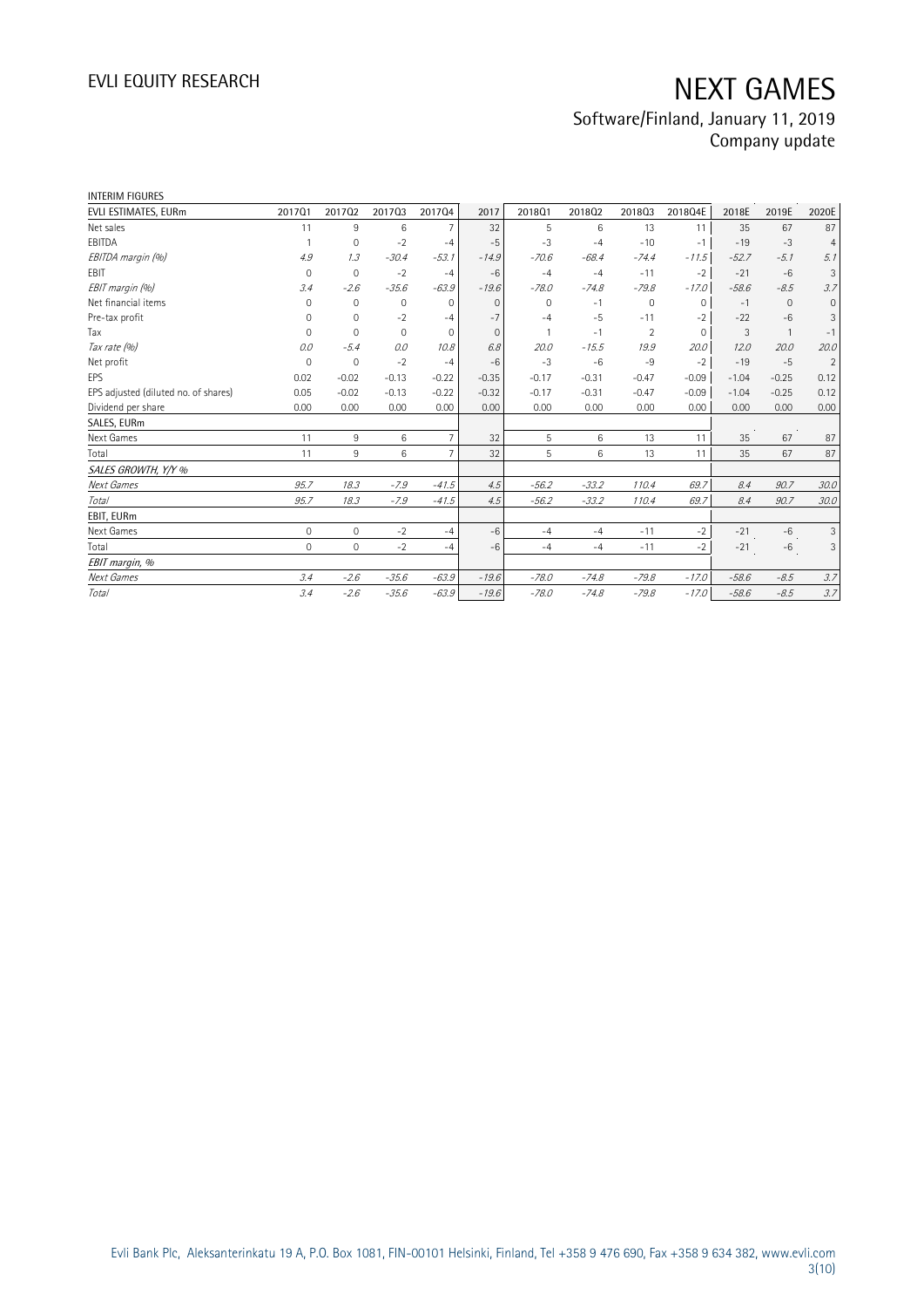INTERIM FIGURES

| EVLI ESTIMATES, EURm | 2017Q1 | 2017Q2 | 2017Q3 | 2017Q4 | 2017 | 2018Q1 | 2018Q2 | 2018Q3 | 2018Q4E | 2018E | 2019E | 2020E |
|---|---|---|---|---|---|---|---|---|---|---|---|---|
| Net sales | 11 | 9 | 6 | 7 | 32 | 5 | 6 | 13 | 11 | 35 | 67 | 87 |
| EBITDA | 1 | 0 | -2 | -4 | -5 | -3 | -4 | -10 | -1 | -19 | -3 | 4 |
| *EBITDA margin (%)* | *4.9* | *1.3* | *-30.4* | *-53.1* | *-14.9* | *-70.6* | *-68.4* | *-74.4* | *-11.5* | *-52.7* | *-5.1* | *5.1* |
| EBIT | 0 | 0 | -2 | -4 | -6 | -4 | -4 | -11 | -2 | -21 | -6 | 3 |
| *EBIT margin (%)* | *3.4* | *-2.6* | *-35.6* | *-63.9* | *-19.6* | *-78.0* | *-74.8* | *-79.8* | *-17.0* | *-58.6* | *-8.5* | *3.7* |
| Net financial items | 0 | 0 | 0 | 0 | 0 | 0 | -1 | 0 | 0 | -1 | 0 | 0 |
| Pre-tax profit | 0 | 0 | -2 | -4 | -7 | -4 | -5 | -11 | -2 | -22 | -6 | 3 |
| Tax | 0 | 0 | 0 | 0 | 0 | 1 | -1 | 2 | 0 | 3 | 1 | -1 |
| *Tax rate (%)* | *0.0* | *-5.4* | *0.0* | *10.8* | *6.8* | *20.0* | *-15.5* | *19.9* | *20.0* | *12.0* | *20.0* | *20.0* |
| Net profit | 0 | 0 | -2 | -4 | -6 | -3 | -6 | -9 | -2 | -19 | -5 | 2 |
| EPS | 0.02 | -0.02 | -0.13 | -0.22 | -0.35 | -0.17 | -0.31 | -0.47 | -0.09 | -1.04 | -0.25 | 0.12 |
| EPS adjusted (diluted no. of shares) | 0.05 | -0.02 | -0.13 | -0.22 | -0.32 | -0.17 | -0.31 | -0.47 | -0.09 | -1.04 | -0.25 | 0.12 |
| Dividend per share | 0.00 | 0.00 | 0.00 | 0.00 | 0.00 | 0.00 | 0.00 | 0.00 | 0.00 | 0.00 | 0.00 | 0.00 |
| **SALES, EURm** | | | | | | | | | | | | |
| Next Games | 11 | 9 | 6 | 7 | 32 | 5 | 6 | 13 | 11 | 35 | 67 | 87 |
| Total | 11 | 9 | 6 | 7 | 32 | 5 | 6 | 13 | 11 | 35 | 67 | 87 |
| *SALES GROWTH, Y/Y %* | | | | | | | | | | | | |
| *Next Games* | *95.7* | *18.3* | *-7.9* | *-41.5* | *4.5* | *-56.2* | *-33.2* | *110.4* | *69.7* | *8.4* | *90.7* | *30.0* |
| *Total* | *95.7* | *18.3* | *-7.9* | *-41.5* | *4.5* | *-56.2* | *-33.2* | *110.4* | *69.7* | *8.4* | *90.7* | *30.0* |
| **EBIT, EURm** | | | | | | | | | | | | |
| Next Games | 0 | 0 | -2 | -4 | -6 | -4 | -4 | -11 | -2 | -21 | -6 | 3 |
| Total | 0 | 0 | -2 | -4 | -6 | -4 | -4 | -11 | -2 | -21 | -6 | 3 |
| *EBIT margin, %* | | | | | | | | | | | | |
| *Next Games* | *3.4* | *-2.6* | *-35.6* | *-63.9* | *-19.6* | *-78.0* | *-74.8* | *-79.8* | *-17.0* | *-58.6* | *-8.5* | *3.7* |
| *Total* | *3.4* | *-2.6* | *-35.6* | *-63.9* | *-19.6* | *-78.0* | *-74.8* | *-79.8* | *-17.0* | *-58.6* | *-8.5* | *3.7* |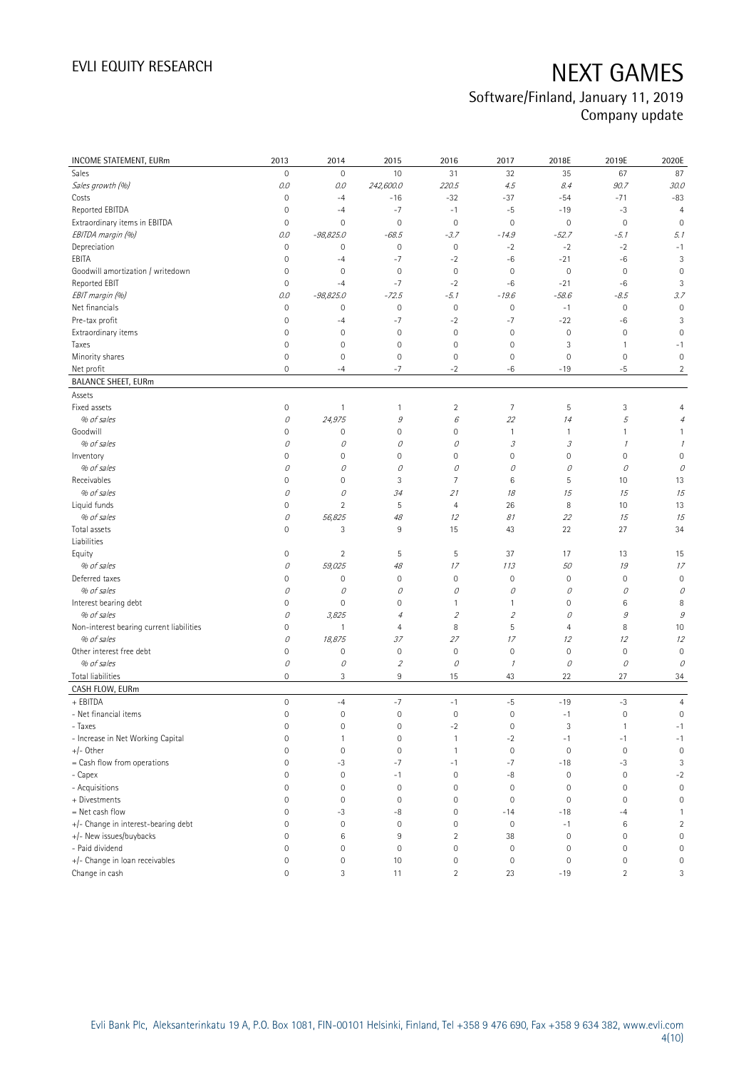| INCOME STATEMENT, EURm | 2013 | 2014 | 2015 | 2016 | 2017 | 2018E | 2019E | 2020E |
|---|---|---|---|---|---|---|---|---|
| Sales | 0 | 0 | 10 | 31 | 32 | 35 | 67 | 87 |
| *Sales growth (%)* | *0.0* | *0.0* | *242,600.0* | *220.5* | *4.5* | *8.4* | *90.7* | *30.0* |
| Costs | 0 | -4 | -16 | -32 | -37 | -54 | -71 | -83 |
| Reported EBITDA | 0 | -4 | -7 | -1 | -5 | -19 | -3 | 4 |
| Extraordinary items in EBITDA | 0 | 0 | 0 | 0 | 0 | 0 | 0 | 0 |
| *EBITDA margin (%)* | *0.0* | *-98,825.0* | *-68.5* | *-3.7* | *-14.9* | *-52.7* | *-5.1* | *5.1* |
| Depreciation | 0 | 0 | 0 | 0 | -2 | -2 | -2 | -1 |
| EBITA | 0 | -4 | -7 | -2 | -6 | -21 | -6 | 3 |
| Goodwill amortization / writedown | 0 | 0 | 0 | 0 | 0 | 0 | 0 | 0 |
| Reported EBIT | 0 | -4 | -7 | -2 | -6 | -21 | -6 | 3 |
| *EBIT margin (%)* | *0.0* | *-98,825.0* | *-72.5* | *-5.1* | *-19.6* | *-58.6* | *-8.5* | *3.7* |
| Net financials | 0 | 0 | 0 | 0 | 0 | -1 | 0 | 0 |
| Pre-tax profit | 0 | -4 | -7 | -2 | -7 | -22 | -6 | 3 |
| Extraordinary items | 0 | 0 | 0 | 0 | 0 | 0 | 0 | 0 |
| Taxes | 0 | 0 | 0 | 0 | 0 | 3 | 1 | -1 |
| Minority shares | 0 | 0 | 0 | 0 | 0 | 0 | 0 | 0 |
| Net profit | 0 | -4 | -7 | -2 | -6 | -19 | -5 | 2 |
| **BALANCE SHEET, EURm** | | | | | | | | |
| Assets | | | | | | | | |
| Fixed assets | 0 | 1 | 1 | 2 | 7 | 5 | 3 | 4 |
| *% of sales* | *0* | *24,975* | *9* | *6* | *22* | *14* | *5* | *4* |
| Goodwill | 0 | 0 | 0 | 0 | 1 | 1 | 1 | 1 |
| *% of sales* | *0* | *0* | *0* | *0* | *3* | *3* | *1* | *1* |
| Inventory | 0 | 0 | 0 | 0 | 0 | 0 | 0 | 0 |
| *% of sales* | *0* | *0* | *0* | *0* | *0* | *0* | *0* | *0* |
| Receivables | 0 | 0 | 3 | 7 | 6 | 5 | 10 | 13 |
| *% of sales* | *0* | *0* | *34* | *21* | *18* | *15* | *15* | *15* |
| Liquid funds | 0 | 2 | 5 | 4 | 26 | 8 | 10 | 13 |
| *% of sales* | *0* | *56,825* | *48* | *12* | *81* | *22* | *15* | *15* |
| Total assets | 0 | 3 | 9 | 15 | 43 | 22 | 27 | 34 |
| Liabilities | | | | | | | | |
| Equity | 0 | 2 | 5 | 5 | 37 | 17 | 13 | 15 |
| *% of sales* | *0* | *59,025* | *48* | *17* | *113* | *50* | *19* | *17* |
| Deferred taxes | 0 | 0 | 0 | 0 | 0 | 0 | 0 | 0 |
| *% of sales* | *0* | *0* | *0* | *0* | *0* | *0* | *0* | *0* |
| Interest bearing debt | 0 | 0 | 0 | 1 | 1 | 0 | 6 | 8 |
| *% of sales* | *0* | *3,825* | *4* | *2* | *2* | *0* | *9* | *9* |
| Non-interest bearing current liabilities | 0 | 1 | 4 | 8 | 5 | 4 | 8 | 10 |
| *% of sales* | *0* | *18,875* | *37* | *27* | *17* | *12* | *12* | *12* |
| Other interest free debt | 0 | 0 | 0 | 0 | 0 | 0 | 0 | 0 |
| *% of sales* | *0* | *0* | *2* | *0* | *1* | *0* | *0* | *0* |
| Total liabilities | 0 | 3 | 9 | 15 | 43 | 22 | 27 | 34 |
| **CASH FLOW, EURm** | | | | | | | | |
| + EBITDA | 0 | -4 | -7 | -1 | -5 | -19 | -3 | 4 |
| - Net financial items | 0 | 0 | 0 | 0 | 0 | -1 | 0 | 0 |
| - Taxes | 0 | 0 | 0 | -2 | 0 | 3 | 1 | -1 |
| - Increase in Net Working Capital | 0 | 1 | 0 | 1 | -2 | -1 | -1 | -1 |
| +/- Other | 0 | 0 | 0 | 1 | 0 | 0 | 0 | 0 |
| = Cash flow from operations | 0 | -3 | -7 | -1 | -7 | -18 | -3 | 3 |
| - Capex | 0 | 0 | -1 | 0 | -8 | 0 | 0 | -2 |
| - Acquisitions | 0 | 0 | 0 | 0 | 0 | 0 | 0 | 0 |
| + Divestments | 0 | 0 | 0 | 0 | 0 | 0 | 0 | 0 |
| = Net cash flow | 0 | -3 | -8 | 0 | -14 | -18 | -4 | 1 |
| +/- Change in interest-bearing debt | 0 | 0 | 0 | 0 | 0 | -1 | 6 | 2 |
| +/- New issues/buybacks | 0 | 6 | 9 | 2 | 38 | 0 | 0 | 0 |
| - Paid dividend | 0 | 0 | 0 | 0 | 0 | 0 | 0 | 0 |
| +/- Change in loan receivables | 0 | 0 | 10 | 0 | 0 | 0 | 0 | 0 |
| Change in cash | 0 | 3 | 11 | 2 | 23 | -19 | 2 | 3 |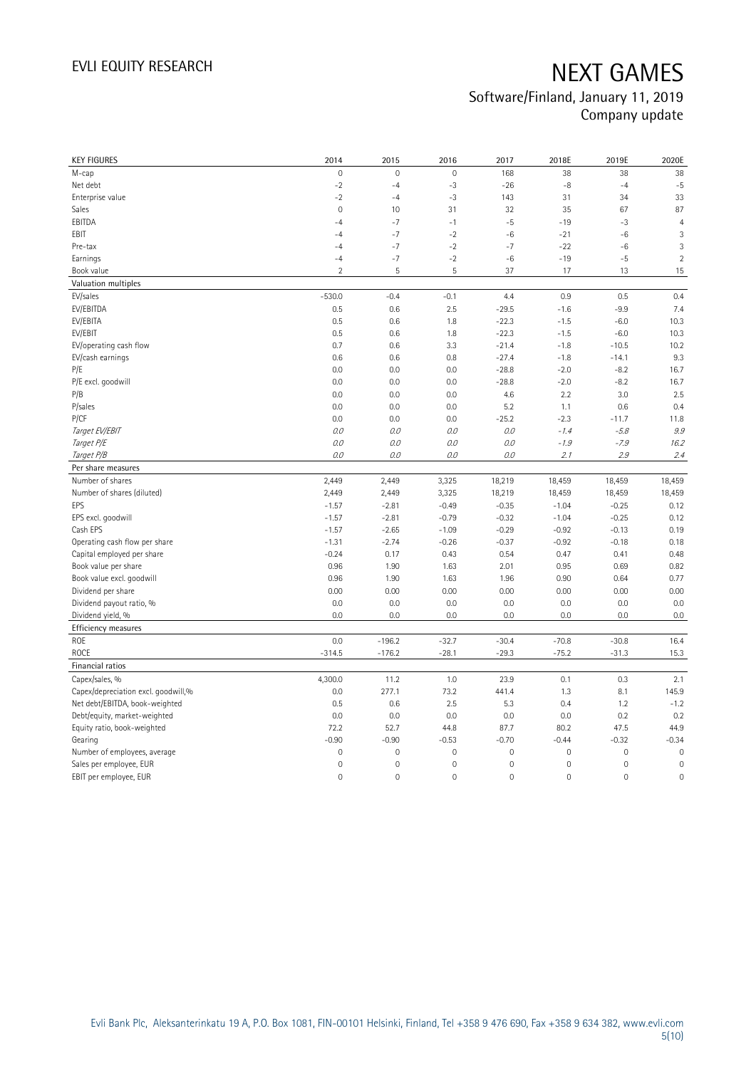| KEY FIGURES | 2014 | 2015 | 2016 | 2017 | 2018E | 2019E | 2020E |
|---|---|---|---|---|---|---|---|
| M-cap | 0 | 0 | 0 | 168 | 38 | 38 | 38 |
| Net debt | -2 | -4 | -3 | -26 | -8 | -4 | -5 |
| Enterprise value | -2 | -4 | -3 | 143 | 31 | 34 | 33 |
| Sales | 0 | 10 | 31 | 32 | 35 | 67 | 87 |
| EBITDA | -4 | -7 | -1 | -5 | -19 | -3 | 4 |
| EBIT | -4 | -7 | -2 | -6 | -21 | -6 | 3 |
| Pre-tax | -4 | -7 | -2 | -7 | -22 | -6 | 3 |
| Earnings | -4 | -7 | -2 | -6 | -19 | -5 | 2 |
| Book value | 2 | 5 | 5 | 37 | 17 | 13 | 15 |
| **Valuation multiples** | | | | | | | |
| EV/sales | -530.0 | -0.4 | -0.1 | 4.4 | 0.9 | 0.5 | 0.4 |
| EV/EBITDA | 0.5 | 0.6 | 2.5 | -29.5 | -1.6 | -9.9 | 7.4 |
| EV/EBITA | 0.5 | 0.6 | 1.8 | -22.3 | -1.5 | -6.0 | 10.3 |
| EV/EBIT | 0.5 | 0.6 | 1.8 | -22.3 | -1.5 | -6.0 | 10.3 |
| EV/operating cash flow | 0.7 | 0.6 | 3.3 | -21.4 | -1.8 | -10.5 | 10.2 |
| EV/cash earnings | 0.6 | 0.6 | 0.8 | -27.4 | -1.8 | -14.1 | 9.3 |
| P/E | 0.0 | 0.0 | 0.0 | -28.8 | -2.0 | -8.2 | 16.7 |
| P/E excl. goodwill | 0.0 | 0.0 | 0.0 | -28.8 | -2.0 | -8.2 | 16.7 |
| P/B | 0.0 | 0.0 | 0.0 | 4.6 | 2.2 | 3.0 | 2.5 |
| P/sales | 0.0 | 0.0 | 0.0 | 5.2 | 1.1 | 0.6 | 0.4 |
| P/CF | 0.0 | 0.0 | 0.0 | -25.2 | -2.3 | -11.7 | 11.8 |
| *Target EV/EBIT* | *0.0* | *0.0* | *0.0* | *0.0* | *-1.4* | *-5.8* | *9.9* |
| *Target P/E* | *0.0* | *0.0* | *0.0* | *0.0* | *-1.9* | *-7.9* | *16.2* |
| *Target P/B* | *0.0* | *0.0* | *0.0* | *0.0* | *2.1* | *2.9* | *2.4* |
| **Per share measures** | | | | | | | |
| Number of shares | 2,449 | 2,449 | 3,325 | 18,219 | 18,459 | 18,459 | 18,459 |
| Number of shares (diluted) | 2,449 | 2,449 | 3,325 | 18,219 | 18,459 | 18,459 | 18,459 |
| EPS | -1.57 | -2.81 | -0.49 | -0.35 | -1.04 | -0.25 | 0.12 |
| EPS excl. goodwill | -1.57 | -2.81 | -0.79 | -0.32 | -1.04 | -0.25 | 0.12 |
| Cash EPS | -1.57 | -2.65 | -1.09 | -0.29 | -0.92 | -0.13 | 0.19 |
| Operating cash flow per share | -1.31 | -2.74 | -0.26 | -0.37 | -0.92 | -0.18 | 0.18 |
| Capital employed per share | -0.24 | 0.17 | 0.43 | 0.54 | 0.47 | 0.41 | 0.48 |
| Book value per share | 0.96 | 1.90 | 1.63 | 2.01 | 0.95 | 0.69 | 0.82 |
| Book value excl. goodwill | 0.96 | 1.90 | 1.63 | 1.96 | 0.90 | 0.64 | 0.77 |
| Dividend per share | 0.00 | 0.00 | 0.00 | 0.00 | 0.00 | 0.00 | 0.00 |
| Dividend payout ratio, % | 0.0 | 0.0 | 0.0 | 0.0 | 0.0 | 0.0 | 0.0 |
| Dividend yield, % | 0.0 | 0.0 | 0.0 | 0.0 | 0.0 | 0.0 | 0.0 |
| **Efficiency measures** | | | | | | | |
| ROE | 0.0 | -196.2 | -32.7 | -30.4 | -70.8 | -30.8 | 16.4 |
| ROCE | -314.5 | -176.2 | -28.1 | -29.3 | -75.2 | -31.3 | 15.3 |
| **Financial ratios** | | | | | | | |
| Capex/sales, % | 4,300.0 | 11.2 | 1.0 | 23.9 | 0.1 | 0.3 | 2.1 |
| Capex/depreciation excl. goodwill,% | 0.0 | 277.1 | 73.2 | 441.4 | 1.3 | 8.1 | 145.9 |
| Net debt/EBITDA, book-weighted | 0.5 | 0.6 | 2.5 | 5.3 | 0.4 | 1.2 | -1.2 |
| Debt/equity, market-weighted | 0.0 | 0.0 | 0.0 | 0.0 | 0.0 | 0.2 | 0.2 |
| Equity ratio, book-weighted | 72.2 | 52.7 | 44.8 | 87.7 | 80.2 | 47.5 | 44.9 |
| Gearing | -0.90 | -0.90 | -0.53 | -0.70 | -0.44 | -0.32 | -0.34 |
| Number of employees, average | 0 | 0 | 0 | 0 | 0 | 0 | 0 |
| Sales per employee, EUR | 0 | 0 | 0 | 0 | 0 | 0 | 0 |
| EBIT per employee, EUR | 0 | 0 | 0 | 0 | 0 | 0 | 0 |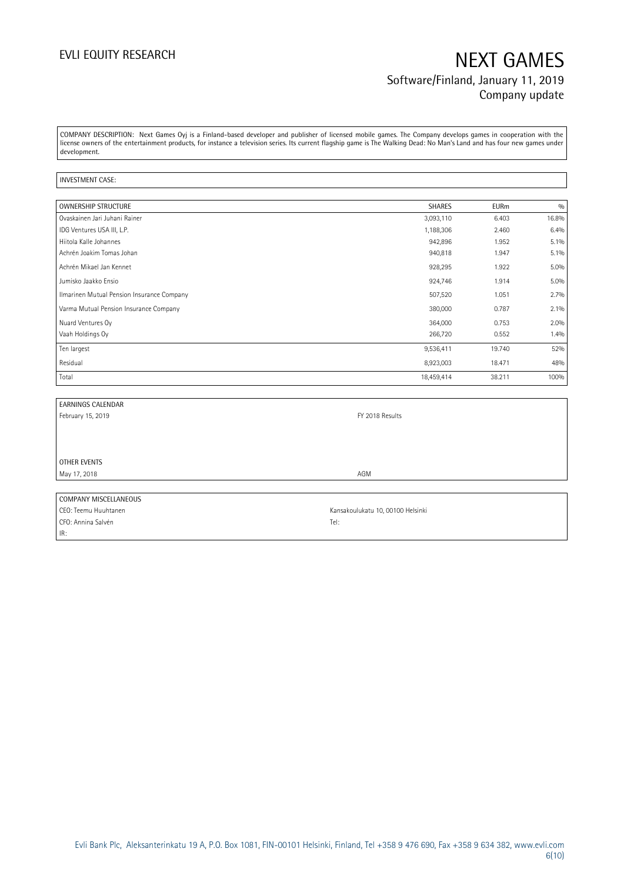COMPANY DESCRIPTION: Next Games Oyj is a Finland-based developer and publisher of licensed mobile games. The Company develops games in cooperation with the license owners of the entertainment products, for instance a television series. Its current flagship game is The Walking Dead: No Man's Land and has four new games under development.

INVESTMENT CASE:

| OWNERSHIP STRUCTURE | SHARES | EURm | % |
|---|---|---|---|
| Ovaskainen Jari Juhani Rainer | 3,093,110 | 6.403 | 16.8% |
| IDG Ventures USA III, L.P. | 1,188,306 | 2.460 | 6.4% |
| Hiitola Kalle Johannes | 942,896 | 1.952 | 5.1% |
| Achrén Joakim Tomas Johan | 940,818 | 1.947 | 5.1% |
| Achrén Mikael Jan Kennet | 928,295 | 1.922 | 5.0% |
| Jumisko Jaakko Ensio | 924,746 | 1.914 | 5.0% |
| Ilmarinen Mutual Pension Insurance Company | 507,520 | 1.051 | 2.7% |
| Varma Mutual Pension Insurance Company | 380,000 | 0.787 | 2.1% |
| Nuard Ventures Oy | 364,000 | 0.753 | 2.0% |
| Vaah Holdings Oy | 266,720 | 0.552 | 1.4% |
| Ten largest | 9,536,411 | 19.740 | 52% |
| Residual | 8,923,003 | 18.471 | 48% |
| Total | 18,459,414 | 38.211 | 100% |

| EARNINGS CALENDAR | |
|---|---|
| February 15, 2019 | FY 2018 Results |
| | |
| OTHER EVENTS | |
| May 17, 2018 | AGM |

| COMPANY MISCELLANEOUS | |
|---|---|
| CEO: Teemu Huuhtanen | Kansakoulukatu 10, 00100 Helsinki |
| CFO: Annina Salvén | Tel: |
| IR: | |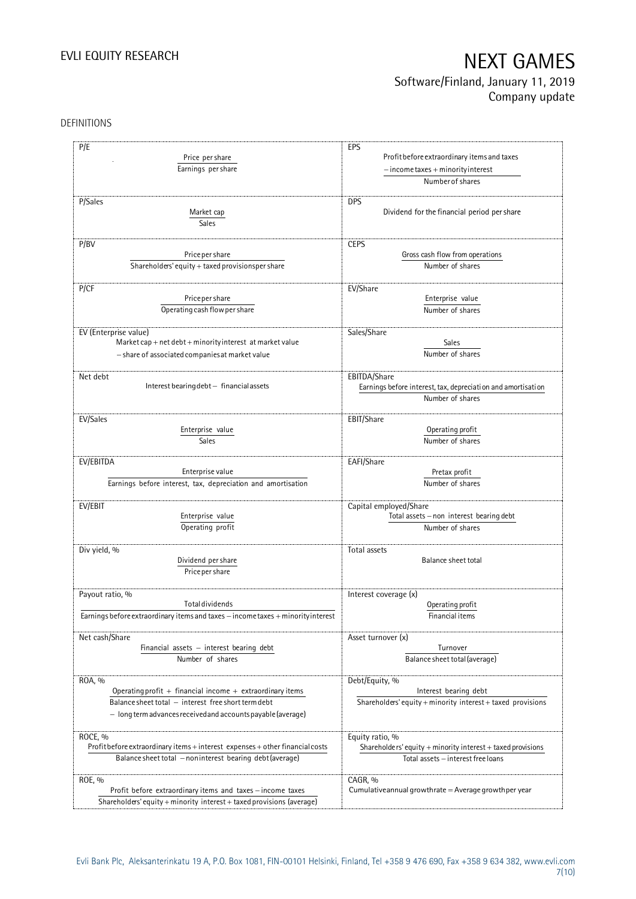DEFINITIONS

| | |
|---|---|
| **P/E**<br>$\frac{\text{Price per share}}{\text{Earnings per share}}$ | **EPS**<br>$\frac{\text{Profit before extraordinary items and taxes} - \text{income taxes} + \text{minority interest}}{\text{Number of shares}}$ |
| **P/Sales**<br>$\frac{\text{Market cap}}{\text{Sales}}$ | **DPS**<br>Dividend for the financial period per share |
| **P/BV**<br>$\frac{\text{Price per share}}{\text{Shareholders' equity} + \text{taxed provisions per share}}$ | **CEPS**<br>$\frac{\text{Gross cash flow from operations}}{\text{Number of shares}}$ |
| **P/CF**<br>$\frac{\text{Price per share}}{\text{Operating cash flow per share}}$ | **EV/Share**<br>$\frac{\text{Enterprise value}}{\text{Number of shares}}$ |
| **EV (Enterprise value)**<br>Market cap + net debt + minority interest at market value − share of associated companies at market value | **Sales/Share**<br>$\frac{\text{Sales}}{\text{Number of shares}}$ |
| **Net debt**<br>Interest bearing debt − financial assets | **EBITDA/Share**<br>$\frac{\text{Earnings before interest, tax, depreciation and amortisation}}{\text{Number of shares}}$ |
| **EV/Sales**<br>$\frac{\text{Enterprise value}}{\text{Sales}}$ | **EBIT/Share**<br>$\frac{\text{Operating profit}}{\text{Number of shares}}$ |
| **EV/EBITDA**<br>$\frac{\text{Enterprise value}}{\text{Earnings before interest, tax, depreciation and amortisation}}$ | **EAFI/Share**<br>$\frac{\text{Pretax profit}}{\text{Number of shares}}$ |
| **EV/EBIT**<br>$\frac{\text{Enterprise value}}{\text{Operating profit}}$ | **Capital employed/Share**<br>$\frac{\text{Total assets} - \text{non interest bearing debt}}{\text{Number of shares}}$ |
| **Div yield, %**<br>$\frac{\text{Dividend per share}}{\text{Price per share}}$ | **Total assets**<br>Balance sheet total |
| **Payout ratio, %**<br>$\frac{\text{Total dividends}}{\text{Earnings before extraordinary items and taxes} - \text{income taxes} + \text{minority interest}}$ | **Interest coverage (x)**<br>$\frac{\text{Operating profit}}{\text{Financial items}}$ |
| **Net cash/Share**<br>$\frac{\text{Financial assets} - \text{interest bearing debt}}{\text{Number of shares}}$ | **Asset turnover (x)**<br>$\frac{\text{Turnover}}{\text{Balance sheet total (average)}}$ |
| **ROA, %**<br>$\frac{\text{Operating profit} + \text{financial income} + \text{extraordinary items}}{\text{Balance sheet total} - \text{interest free short term debt} - \text{long term advances received and accounts payable (average)}}$ | **Debt/Equity, %**<br>$\frac{\text{Interest bearing debt}}{\text{Shareholders' equity} + \text{minority interest} + \text{taxed provisions}}$ |
| **ROCE, %**<br>$\frac{\text{Profit before extraordinary items} + \text{interest expenses} + \text{other financial costs}}{\text{Balance sheet total} - \text{noninterest bearing debt (average)}}$ | **Equity ratio, %**<br>$\frac{\text{Shareholders' equity} + \text{minority interest} + \text{taxed provisions}}{\text{Total assets} - \text{interest free loans}}$ |
| **ROE, %**<br>$\frac{\text{Profit before extraordinary items and taxes} - \text{income taxes}}{\text{Shareholders' equity} + \text{minority interest} + \text{taxed provisions (average)}}$ | **CAGR, %**<br>Cumulative annual growth rate = Average growth per year |

Evli Bank Plc, Aleksanterinkatu 19 A, P.O. Box 1081, FIN-00101 Helsinki, Finland, Tel +358 9 476 690, Fax +358 9 634 382, www.evli.com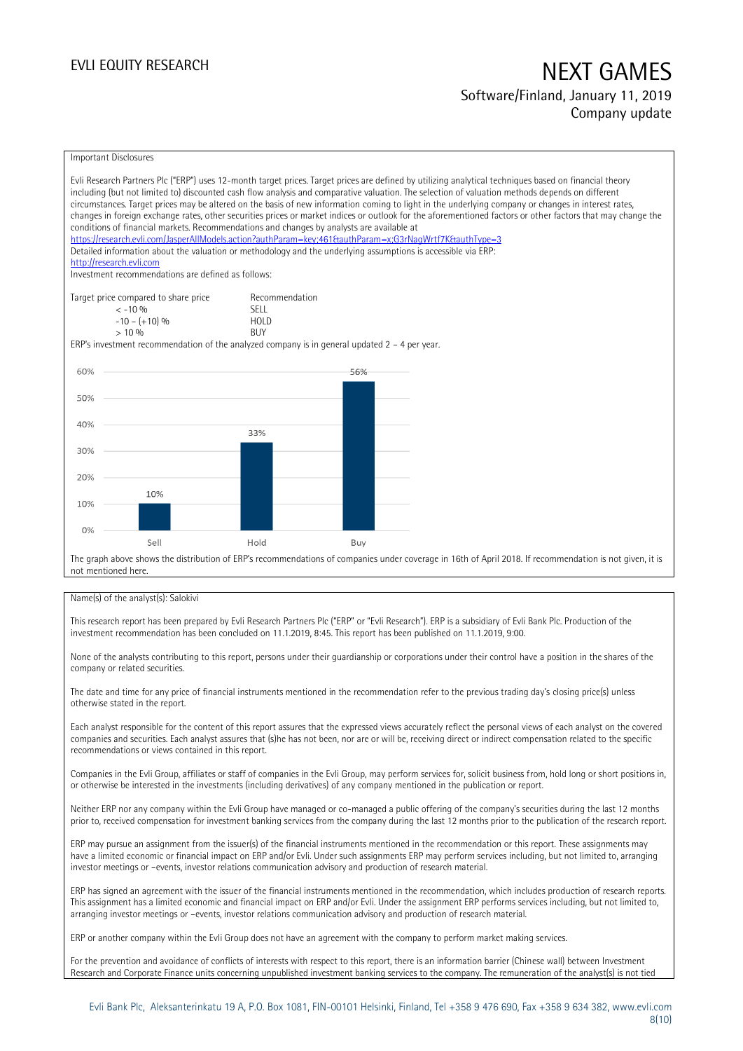Important Disclosures

Evli Research Partners Plc ("ERP") uses 12-month target prices. Target prices are defined by utilizing analytical techniques based on financial theory including (but not limited to) discounted cash flow analysis and comparative valuation. The selection of valuation methods depends on different circumstances. Target prices may be altered on the basis of new information coming to light in the underlying company or changes in interest rates, changes in foreign exchange rates, other securities prices or market indices or outlook for the aforementioned factors or other factors that may change the conditions of financial markets. Recommendations and changes by analysts are available at https://research.evli.com/JasperAllModels.action?authParam=key;461&authParam=x;G3rNagWrtf7K&authType=3

Detailed information about the valuation or methodology and the underlying assumptions is accessible via ERP: http://research.evli.com

Investment recommendations are defined as follows:

| Target price compared to share price | Recommendation |
|---|---|
| < -10 % | SELL |
| -10 – (+10) % | HOLD |
| > 10 % | BUY |

ERP's investment recommendation of the analyzed company is in general updated 2 – 4 per year.

| | Sell | Hold | Buy |
|---|---|---|---|
| Share of recommendations | 10% | 33% | 56% |

The graph above shows the distribution of ERP's recommendations of companies under coverage in 16th of April 2018. If recommendation is not given, it is not mentioned here.

Name(s) of the analyst(s): Salokivi

This research report has been prepared by Evli Research Partners Plc ("ERP" or "Evli Research"). ERP is a subsidiary of Evli Bank Plc. Production of the investment recommendation has been concluded on 11.1.2019, 8:45. This report has been published on 11.1.2019, 9:00.

None of the analysts contributing to this report, persons under their guardianship or corporations under their control have a position in the shares of the company or related securities.

The date and time for any price of financial instruments mentioned in the recommendation refer to the previous trading day's closing price(s) unless otherwise stated in the report.

Each analyst responsible for the content of this report assures that the expressed views accurately reflect the personal views of each analyst on the covered companies and securities. Each analyst assures that (s)he has not been, nor are or will be, receiving direct or indirect compensation related to the specific recommendations or views contained in this report.

Companies in the Evli Group, affiliates or staff of companies in the Evli Group, may perform services for, solicit business from, hold long or short positions in, or otherwise be interested in the investments (including derivatives) of any company mentioned in the publication or report.

Neither ERP nor any company within the Evli Group have managed or co-managed a public offering of the company's securities during the last 12 months prior to, received compensation for investment banking services from the company during the last 12 months prior to the publication of the research report.

ERP may pursue an assignment from the issuer(s) of the financial instruments mentioned in the recommendation or this report. These assignments may have a limited economic or financial impact on ERP and/or Evli. Under such assignments ERP may perform services including, but not limited to, arranging investor meetings or –events, investor relations communication advisory and production of research material.

ERP has signed an agreement with the issuer of the financial instruments mentioned in the recommendation, which includes production of research reports. This assignment has a limited economic and financial impact on ERP and/or Evli. Under the assignment ERP performs services including, but not limited to, arranging investor meetings or –events, investor relations communication advisory and production of research material.

ERP or another company within the Evli Group does not have an agreement with the company to perform market making services.

For the prevention and avoidance of conflicts of interests with respect to this report, there is an information barrier (Chinese wall) between Investment Research and Corporate Finance units concerning unpublished investment banking services to the company. The remuneration of the analyst(s) is not tied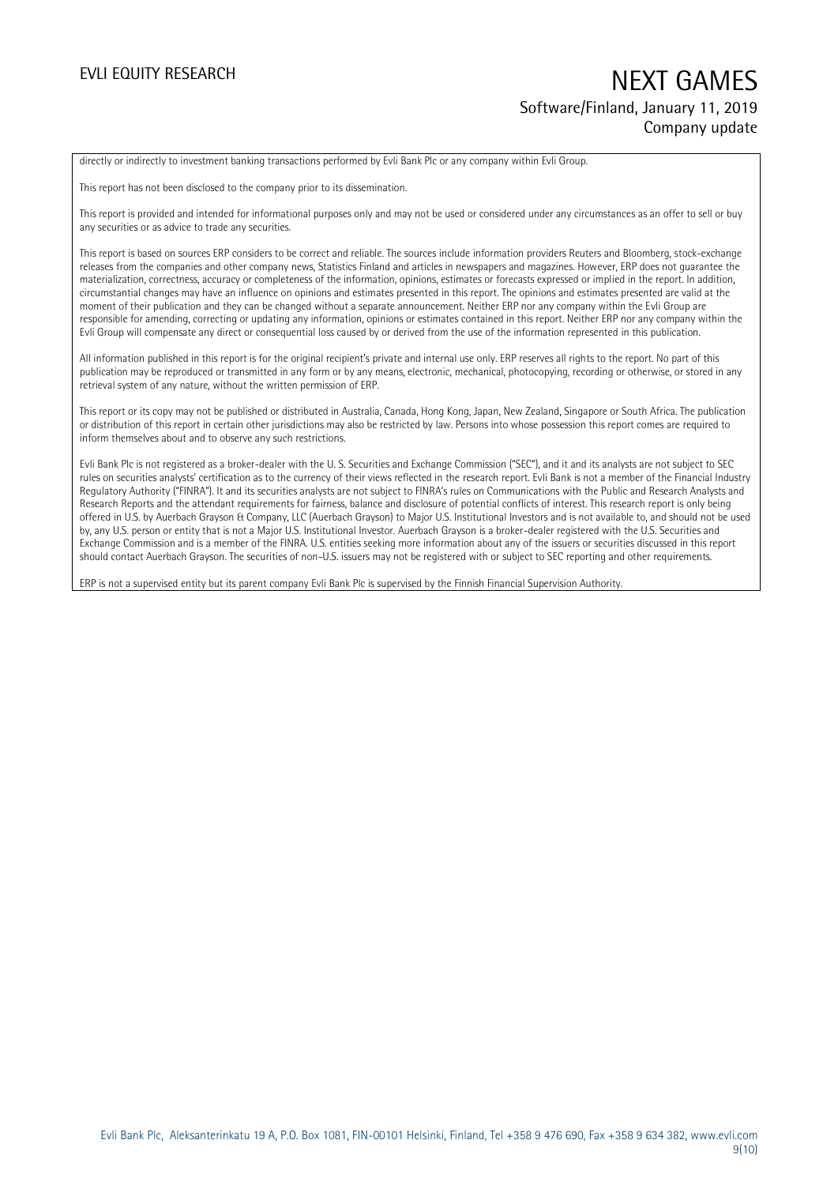directly or indirectly to investment banking transactions performed by Evli Bank Plc or any company within Evli Group.

This report has not been disclosed to the company prior to its dissemination.

This report is provided and intended for informational purposes only and may not be used or considered under any circumstances as an offer to sell or buy any securities or as advice to trade any securities.

This report is based on sources ERP considers to be correct and reliable. The sources include information providers Reuters and Bloomberg, stock-exchange releases from the companies and other company news, Statistics Finland and articles in newspapers and magazines. However, ERP does not guarantee the materialization, correctness, accuracy or completeness of the information, opinions, estimates or forecasts expressed or implied in the report. In addition, circumstantial changes may have an influence on opinions and estimates presented in this report. The opinions and estimates presented are valid at the moment of their publication and they can be changed without a separate announcement. Neither ERP nor any company within the Evli Group are responsible for amending, correcting or updating any information, opinions or estimates contained in this report. Neither ERP nor any company within the Evli Group will compensate any direct or consequential loss caused by or derived from the use of the information represented in this publication.

All information published in this report is for the original recipient's private and internal use only. ERP reserves all rights to the report. No part of this publication may be reproduced or transmitted in any form or by any means, electronic, mechanical, photocopying, recording or otherwise, or stored in any retrieval system of any nature, without the written permission of ERP.

This report or its copy may not be published or distributed in Australia, Canada, Hong Kong, Japan, New Zealand, Singapore or South Africa. The publication or distribution of this report in certain other jurisdictions may also be restricted by law. Persons into whose possession this report comes are required to inform themselves about and to observe any such restrictions.

Evli Bank Plc is not registered as a broker-dealer with the U. S. Securities and Exchange Commission ("SEC"), and it and its analysts are not subject to SEC rules on securities analysts' certification as to the currency of their views reflected in the research report. Evli Bank is not a member of the Financial Industry Regulatory Authority ("FINRA"). It and its securities analysts are not subject to FINRA's rules on Communications with the Public and Research Analysts and Research Reports and the attendant requirements for fairness, balance and disclosure of potential conflicts of interest. This research report is only being offered in U.S. by Auerbach Grayson & Company, LLC (Auerbach Grayson) to Major U.S. Institutional Investors and is not available to, and should not be used by, any U.S. person or entity that is not a Major U.S. Institutional Investor. Auerbach Grayson is a broker-dealer registered with the U.S. Securities and Exchange Commission and is a member of the FINRA. U.S. entities seeking more information about any of the issuers or securities discussed in this report should contact Auerbach Grayson. The securities of non-U.S. issuers may not be registered with or subject to SEC reporting and other requirements.

ERP is not a supervised entity but its parent company Evli Bank Plc is supervised by the Finnish Financial Supervision Authority.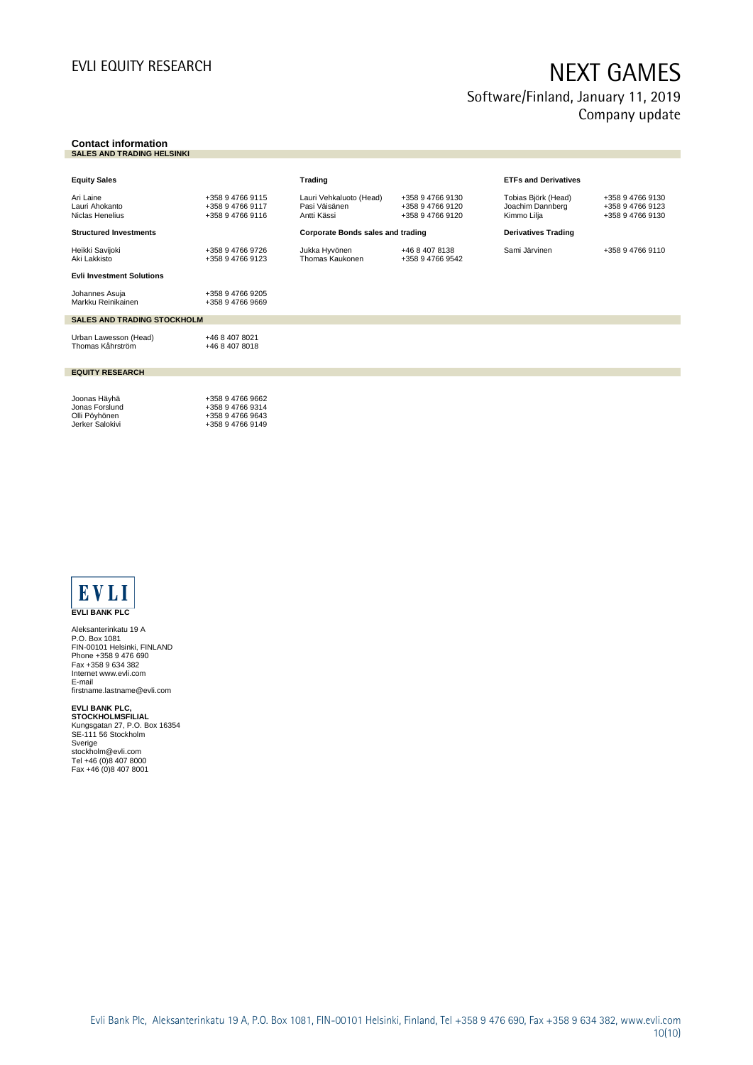## Contact information

**SALES AND TRADING HELSINKI**

| | | | | | |
|---|---|---|---|---|---|
| **Equity Sales** | | **Trading** | | **ETFs and Derivatives** | |
| Ari Laine | +358 9 4766 9115 | Lauri Vehkaluoto (Head) | +358 9 4766 9130 | Tobias Björk (Head) | +358 9 4766 9130 |
| Lauri Ahokanto | +358 9 4766 9117 | Pasi Väisänen | +358 9 4766 9120 | Joachim Dannberg | +358 9 4766 9123 |
| Niclas Henelius | +358 9 4766 9116 | Antti Kässi | +358 9 4766 9120 | Kimmo Lilja | +358 9 4766 9130 |
| **Structured Investments** | | **Corporate Bonds sales and trading** | | **Derivatives Trading** | |
| Heikki Savijoki | +358 9 4766 9726 | Jukka Hyvönen | +46 8 407 8138 | Sami Järvinen | +358 9 4766 9110 |
| Aki Lakkisto | +358 9 4766 9123 | Thomas Kaukonen | +358 9 4766 9542 | | |
| **Evli Investment Solutions** | | | | | |
| Johannes Asuja | +358 9 4766 9205 | | | | |
| Markku Reinikainen | +358 9 4766 9669 | | | | |

**SALES AND TRADING STOCKHOLM**

| | |
|---|---|
| Urban Lawesson (Head) | +46 8 407 8021 |
| Thomas Kåhrström | +46 8 407 8018 |

**EQUITY RESEARCH**

| | |
|---|---|
| Joonas Häyhä | +358 9 4766 9662 |
| Jonas Forslund | +358 9 4766 9314 |
| Olli Pöyhönen | +358 9 4766 9643 |
| Jerker Salokivi | +358 9 4766 9149 |

EVLI

**EVLI BANK PLC**

Aleksanterinkatu 19 A
P.O. Box 1081
FIN-00101 Helsinki, FINLAND
Phone +358 9 476 690
Fax +358 9 634 382
Internet www.evli.com
E-mail
firstname.lastname@evli.com

**EVLI BANK PLC,**
**STOCKHOLMSFILIAL**
Kungsgatan 27, P.O. Box 16354
SE-111 56 Stockholm
Sverige
stockholm@evli.com
Tel +46 (0)8 407 8000
Fax +46 (0)8 407 8001